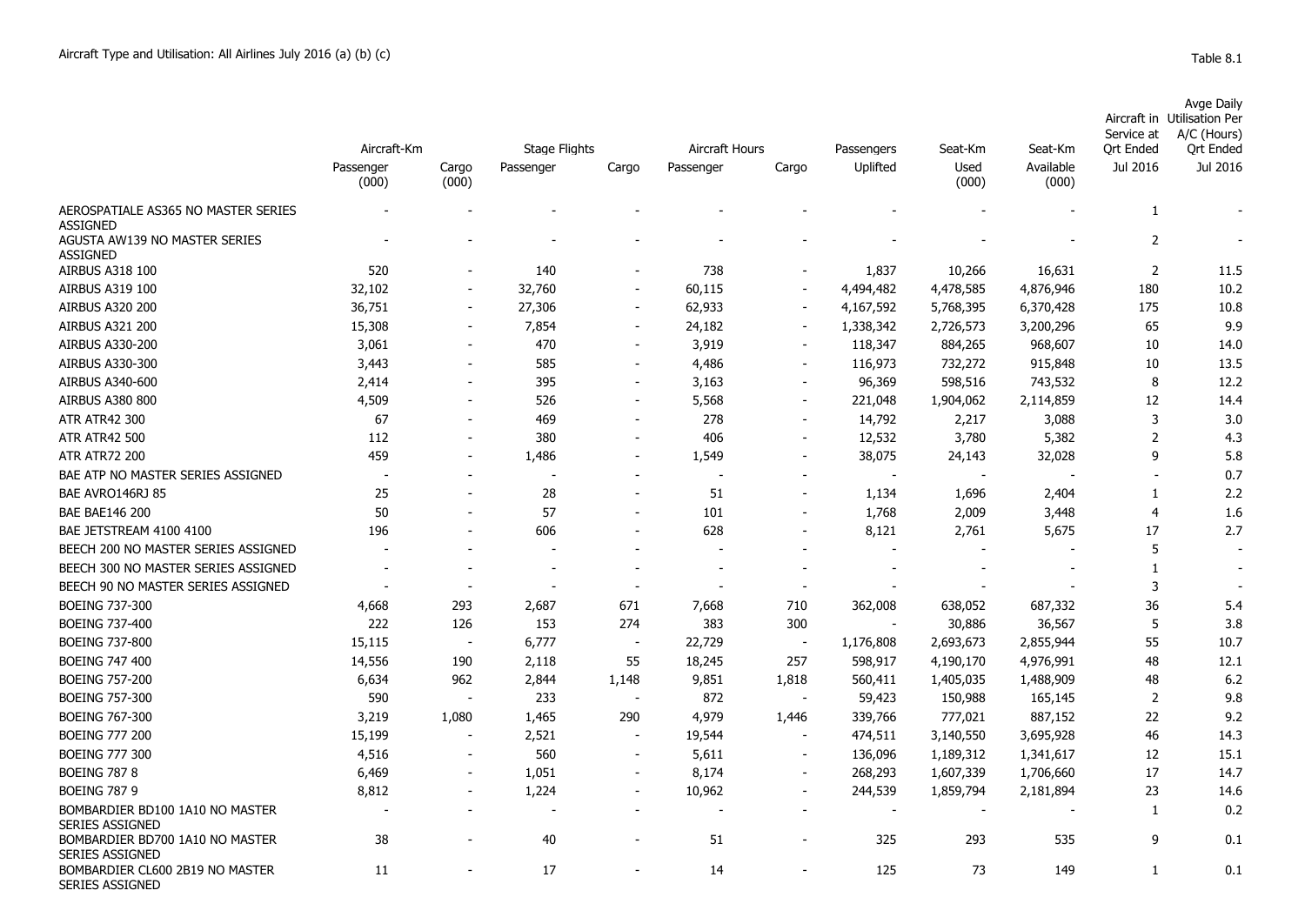Aircraft Type and Utilisation: All Airlines July 2016 (a) (b) (c)

Table 8.1

| | Aircraft-Km | | Stage Flights | | Aircraft Hours | | Passengers | Seat-Km | Seat-Km | Aircraft in Service at Qrt Ended | Avge Daily Utilisation Per A/C (Hours) Qrt Ended |
|---|---|---|---|---|---|---|---|---|---|---|---|
| | Passenger (000) | Cargo (000) | Passenger | Cargo | Passenger | Cargo | Uplifted | Used (000) | Available (000) | Jul 2016 | Jul 2016 |
| AEROSPATIALE AS365 NO MASTER SERIES ASSIGNED | - | - | - | - | - | - | - | - | - | 1 | - |
| AGUSTA AW139 NO MASTER SERIES ASSIGNED | - | - | - | - | - | - | - | - | - | 2 | - |
| AIRBUS A318 100 | 520 | - | 140 | - | 738 | - | 1,837 | 10,266 | 16,631 | 2 | 11.5 |
| AIRBUS A319 100 | 32,102 | - | 32,760 | - | 60,115 | - | 4,494,482 | 4,478,585 | 4,876,946 | 180 | 10.2 |
| AIRBUS A320 200 | 36,751 | - | 27,306 | - | 62,933 | - | 4,167,592 | 5,768,395 | 6,370,428 | 175 | 10.8 |
| AIRBUS A321 200 | 15,308 | - | 7,854 | - | 24,182 | - | 1,338,342 | 2,726,573 | 3,200,296 | 65 | 9.9 |
| AIRBUS A330-200 | 3,061 | - | 470 | - | 3,919 | - | 118,347 | 884,265 | 968,607 | 10 | 14.0 |
| AIRBUS A330-300 | 3,443 | - | 585 | - | 4,486 | - | 116,973 | 732,272 | 915,848 | 10 | 13.5 |
| AIRBUS A340-600 | 2,414 | - | 395 | - | 3,163 | - | 96,369 | 598,516 | 743,532 | 8 | 12.2 |
| AIRBUS A380 800 | 4,509 | - | 526 | - | 5,568 | - | 221,048 | 1,904,062 | 2,114,859 | 12 | 14.4 |
| ATR ATR42 300 | 67 | - | 469 | - | 278 | - | 14,792 | 2,217 | 3,088 | 3 | 3.0 |
| ATR ATR42 500 | 112 | - | 380 | - | 406 | - | 12,532 | 3,780 | 5,382 | 2 | 4.3 |
| ATR ATR72 200 | 459 | - | 1,486 | - | 1,549 | - | 38,075 | 24,143 | 32,028 | 9 | 5.8 |
| BAE ATP NO MASTER SERIES ASSIGNED | - | - | - | - | - | - | - | - | - | - | 0.7 |
| BAE AVRO146RJ 85 | 25 | - | 28 | - | 51 | - | 1,134 | 1,696 | 2,404 | 1 | 2.2 |
| BAE BAE146 200 | 50 | - | 57 | - | 101 | - | 1,768 | 2,009 | 3,448 | 4 | 1.6 |
| BAE JETSTREAM 4100 4100 | 196 | - | 606 | - | 628 | - | 8,121 | 2,761 | 5,675 | 17 | 2.7 |
| BEECH 200 NO MASTER SERIES ASSIGNED | - | - | - | - | - | - | - | - | - | 5 | - |
| BEECH 300 NO MASTER SERIES ASSIGNED | - | - | - | - | - | - | - | - | - | 1 | - |
| BEECH 90 NO MASTER SERIES ASSIGNED | - | - | - | - | - | - | - | - | - | 3 | - |
| BOEING 737-300 | 4,668 | 293 | 2,687 | 671 | 7,668 | 710 | 362,008 | 638,052 | 687,332 | 36 | 5.4 |
| BOEING 737-400 | 222 | 126 | 153 | 274 | 383 | 300 | - | 30,886 | 36,567 | 5 | 3.8 |
| BOEING 737-800 | 15,115 | - | 6,777 | - | 22,729 | - | 1,176,808 | 2,693,673 | 2,855,944 | 55 | 10.7 |
| BOEING 747 400 | 14,556 | 190 | 2,118 | 55 | 18,245 | 257 | 598,917 | 4,190,170 | 4,976,991 | 48 | 12.1 |
| BOEING 757-200 | 6,634 | 962 | 2,844 | 1,148 | 9,851 | 1,818 | 560,411 | 1,405,035 | 1,488,909 | 48 | 6.2 |
| BOEING 757-300 | 590 | - | 233 | - | 872 | - | 59,423 | 150,988 | 165,145 | 2 | 9.8 |
| BOEING 767-300 | 3,219 | 1,080 | 1,465 | 290 | 4,979 | 1,446 | 339,766 | 777,021 | 887,152 | 22 | 9.2 |
| BOEING 777 200 | 15,199 | - | 2,521 | - | 19,544 | - | 474,511 | 3,140,550 | 3,695,928 | 46 | 14.3 |
| BOEING 777 300 | 4,516 | - | 560 | - | 5,611 | - | 136,096 | 1,189,312 | 1,341,617 | 12 | 15.1 |
| BOEING 787 8 | 6,469 | - | 1,051 | - | 8,174 | - | 268,293 | 1,607,339 | 1,706,660 | 17 | 14.7 |
| BOEING 787 9 | 8,812 | - | 1,224 | - | 10,962 | - | 244,539 | 1,859,794 | 2,181,894 | 23 | 14.6 |
| BOMBARDIER BD100 1A10 NO MASTER SERIES ASSIGNED | - | - | - | - | - | - | - | - | - | 1 | 0.2 |
| BOMBARDIER BD700 1A10 NO MASTER SERIES ASSIGNED | 38 | - | 40 | - | 51 | - | 325 | 293 | 535 | 9 | 0.1 |
| BOMBARDIER CL600 2B19 NO MASTER SERIES ASSIGNED | 11 | - | 17 | - | 14 | - | 125 | 73 | 149 | 1 | 0.1 |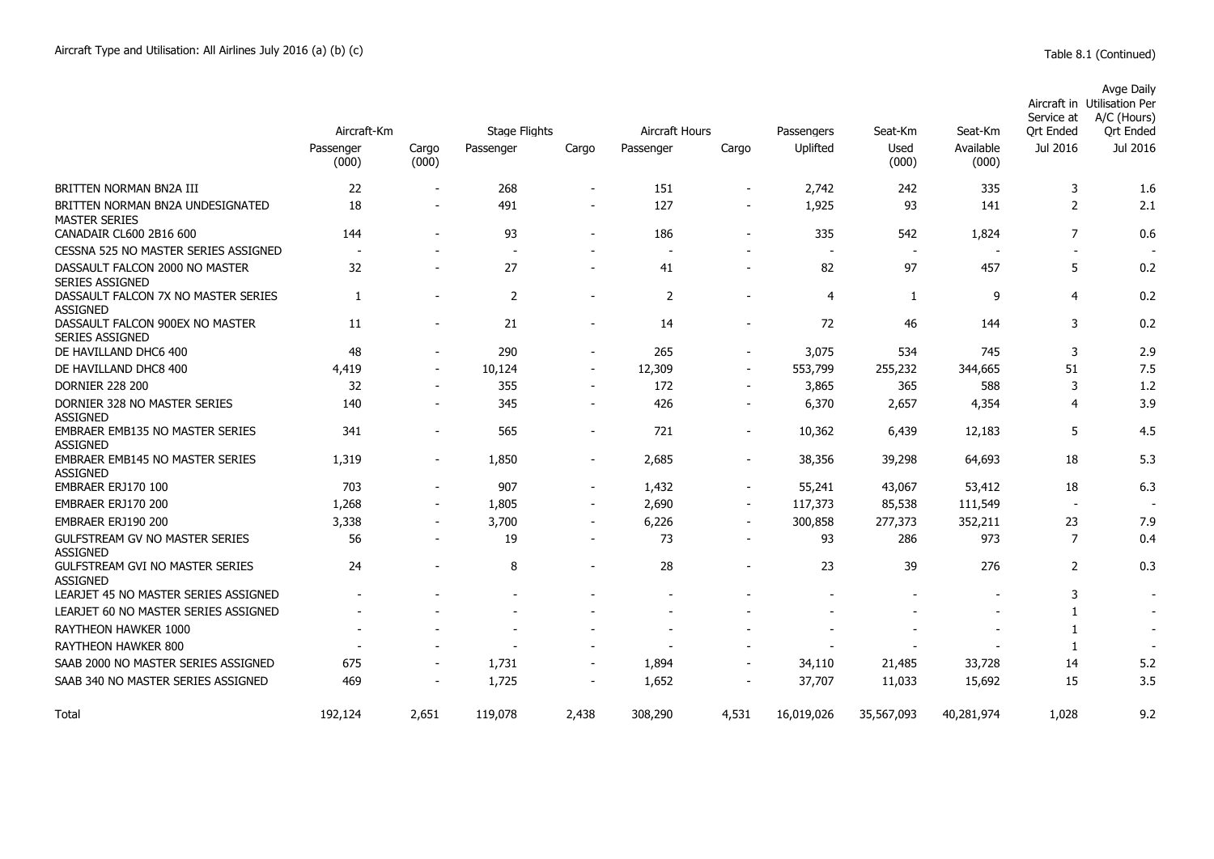Aircraft Type and Utilisation: All Airlines July 2016 (a) (b) (c)

Table 8.1 (Continued)

| | Aircraft-Km | | Stage Flights | | Aircraft Hours | | Passengers | Seat-Km | Seat-Km | Aircraft in Service at Qrt Ended | Avge Daily Utilisation Per A/C (Hours) Qrt Ended |
|---|---|---|---|---|---|---|---|---|---|---|---|
| | Passenger (000) | Cargo (000) | Passenger | Cargo | Passenger | Cargo | Uplifted | Used (000) | Available (000) | Jul 2016 | Jul 2016 |
| BRITTEN NORMAN BN2A III | 22 | - | 268 | - | 151 | - | 2,742 | 242 | 335 | 3 | 1.6 |
| BRITTEN NORMAN BN2A UNDESIGNATED MASTER SERIES | 18 | - | 491 | - | 127 | - | 1,925 | 93 | 141 | 2 | 2.1 |
| CANADAIR CL600 2B16 600 | 144 | - | 93 | - | 186 | - | 335 | 542 | 1,824 | 7 | 0.6 |
| CESSNA 525 NO MASTER SERIES ASSIGNED | - | - | - | - | - | - | - | - | - | - | - |
| DASSAULT FALCON 2000 NO MASTER SERIES ASSIGNED | 32 | - | 27 | - | 41 | - | 82 | 97 | 457 | 5 | 0.2 |
| DASSAULT FALCON 7X NO MASTER SERIES ASSIGNED | 1 | - | 2 | - | 2 | - | 4 | 1 | 9 | 4 | 0.2 |
| DASSAULT FALCON 900EX NO MASTER SERIES ASSIGNED | 11 | - | 21 | - | 14 | - | 72 | 46 | 144 | 3 | 0.2 |
| DE HAVILLAND DHC6 400 | 48 | - | 290 | - | 265 | - | 3,075 | 534 | 745 | 3 | 2.9 |
| DE HAVILLAND DHC8 400 | 4,419 | - | 10,124 | - | 12,309 | - | 553,799 | 255,232 | 344,665 | 51 | 7.5 |
| DORNIER 228 200 | 32 | - | 355 | - | 172 | - | 3,865 | 365 | 588 | 3 | 1.2 |
| DORNIER 328 NO MASTER SERIES ASSIGNED | 140 | - | 345 | - | 426 | - | 6,370 | 2,657 | 4,354 | 4 | 3.9 |
| EMBRAER EMB135 NO MASTER SERIES ASSIGNED | 341 | - | 565 | - | 721 | - | 10,362 | 6,439 | 12,183 | 5 | 4.5 |
| EMBRAER EMB145 NO MASTER SERIES ASSIGNED | 1,319 | - | 1,850 | - | 2,685 | - | 38,356 | 39,298 | 64,693 | 18 | 5.3 |
| EMBRAER ERJ170 100 | 703 | - | 907 | - | 1,432 | - | 55,241 | 43,067 | 53,412 | 18 | 6.3 |
| EMBRAER ERJ170 200 | 1,268 | - | 1,805 | - | 2,690 | - | 117,373 | 85,538 | 111,549 | - | - |
| EMBRAER ERJ190 200 | 3,338 | - | 3,700 | - | 6,226 | - | 300,858 | 277,373 | 352,211 | 23 | 7.9 |
| GULFSTREAM GV NO MASTER SERIES ASSIGNED | 56 | - | 19 | - | 73 | - | 93 | 286 | 973 | 7 | 0.4 |
| GULFSTREAM GVI NO MASTER SERIES ASSIGNED | 24 | - | 8 | - | 28 | - | 23 | 39 | 276 | 2 | 0.3 |
| LEARJET 45 NO MASTER SERIES ASSIGNED | - | - | - | - | - | - | - | - | - | 3 | - |
| LEARJET 60 NO MASTER SERIES ASSIGNED | - | - | - | - | - | - | - | - | - | 1 | - |
| RAYTHEON HAWKER 1000 | - | - | - | - | - | - | - | - | - | 1 | - |
| RAYTHEON HAWKER 800 | - | - | - | - | - | - | - | - | - | 1 | - |
| SAAB 2000 NO MASTER SERIES ASSIGNED | 675 | - | 1,731 | - | 1,894 | - | 34,110 | 21,485 | 33,728 | 14 | 5.2 |
| SAAB 340 NO MASTER SERIES ASSIGNED | 469 | - | 1,725 | - | 1,652 | - | 37,707 | 11,033 | 15,692 | 15 | 3.5 |
| Total | 192,124 | 2,651 | 119,078 | 2,438 | 308,290 | 4,531 | 16,019,026 | 35,567,093 | 40,281,974 | 1,028 | 9.2 |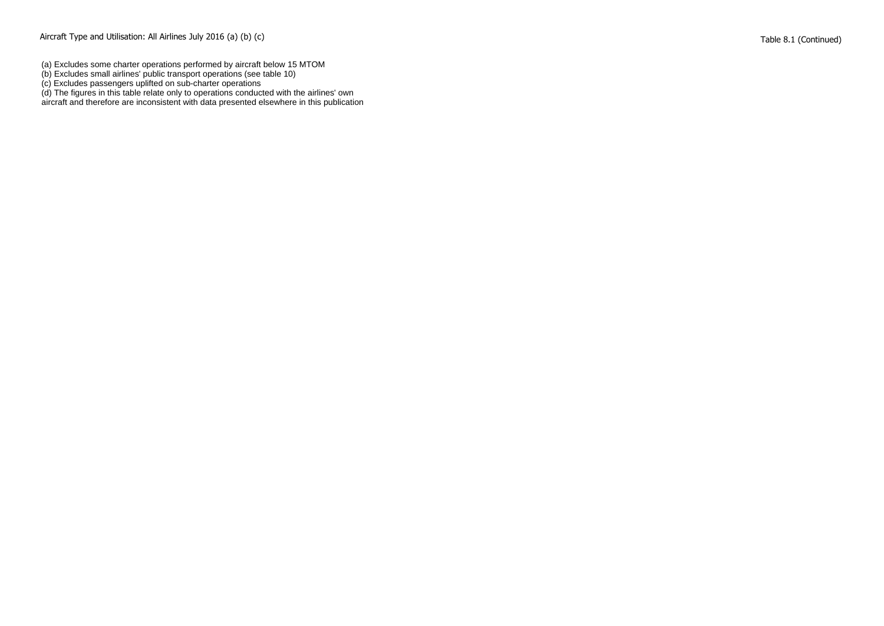Aircraft Type and Utilisation: All Airlines July 2016 (a) (b) (c)

Table 8.1 (Continued)

(a) Excludes some charter operations performed by aircraft below 15 MTOM
(b) Excludes small airlines' public transport operations (see table 10)
(c) Excludes passengers uplifted on sub-charter operations
(d) The figures in this table relate only to operations conducted with the airlines' own aircraft and therefore are inconsistent with data presented elsewhere in this publication